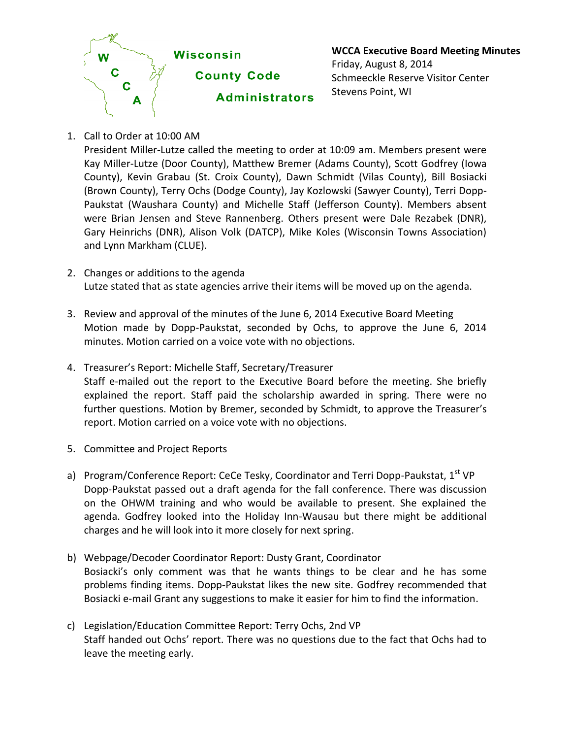Wisconsin County Code Administrators

**WCCA Executive Board Meeting Minutes**
Friday, August 8, 2014
Schmeeckle Reserve Visitor Center
Stevens Point, WI

1. Call to Order at 10:00 AM
   President Miller-Lutze called the meeting to order at 10:09 am. Members present were Kay Miller-Lutze (Door County), Matthew Bremer (Adams County), Scott Godfrey (Iowa County), Kevin Grabau (St. Croix County), Dawn Schmidt (Vilas County), Bill Bosiacki (Brown County), Terry Ochs (Dodge County), Jay Kozlowski (Sawyer County), Terri Dopp-Paukstat (Waushara County) and Michelle Staff (Jefferson County). Members absent were Brian Jensen and Steve Rannenberg. Others present were Dale Rezabek (DNR), Gary Heinrichs (DNR), Alison Volk (DATCP), Mike Koles (Wisconsin Towns Association) and Lynn Markham (CLUE).

2. Changes or additions to the agenda
   Lutze stated that as state agencies arrive their items will be moved up on the agenda.

3. Review and approval of the minutes of the June 6, 2014 Executive Board Meeting
   Motion made by Dopp-Paukstat, seconded by Ochs, to approve the June 6, 2014 minutes. Motion carried on a voice vote with no objections.

4. Treasurer's Report: Michelle Staff, Secretary/Treasurer
   Staff e-mailed out the report to the Executive Board before the meeting. She briefly explained the report. Staff paid the scholarship awarded in spring. There were no further questions. Motion by Bremer, seconded by Schmidt, to approve the Treasurer's report. Motion carried on a voice vote with no objections.

5. Committee and Project Reports

a) Program/Conference Report: CeCe Tesky, Coordinator and Terri Dopp-Paukstat, 1st VP
   Dopp-Paukstat passed out a draft agenda for the fall conference. There was discussion on the OHWM training and who would be available to present. She explained the agenda. Godfrey looked into the Holiday Inn-Wausau but there might be additional charges and he will look into it more closely for next spring.

b) Webpage/Decoder Coordinator Report: Dusty Grant, Coordinator
   Bosiacki's only comment was that he wants things to be clear and he has some problems finding items. Dopp-Paukstat likes the new site. Godfrey recommended that Bosiacki e-mail Grant any suggestions to make it easier for him to find the information.

c) Legislation/Education Committee Report: Terry Ochs, 2nd VP
   Staff handed out Ochs' report. There was no questions due to the fact that Ochs had to leave the meeting early.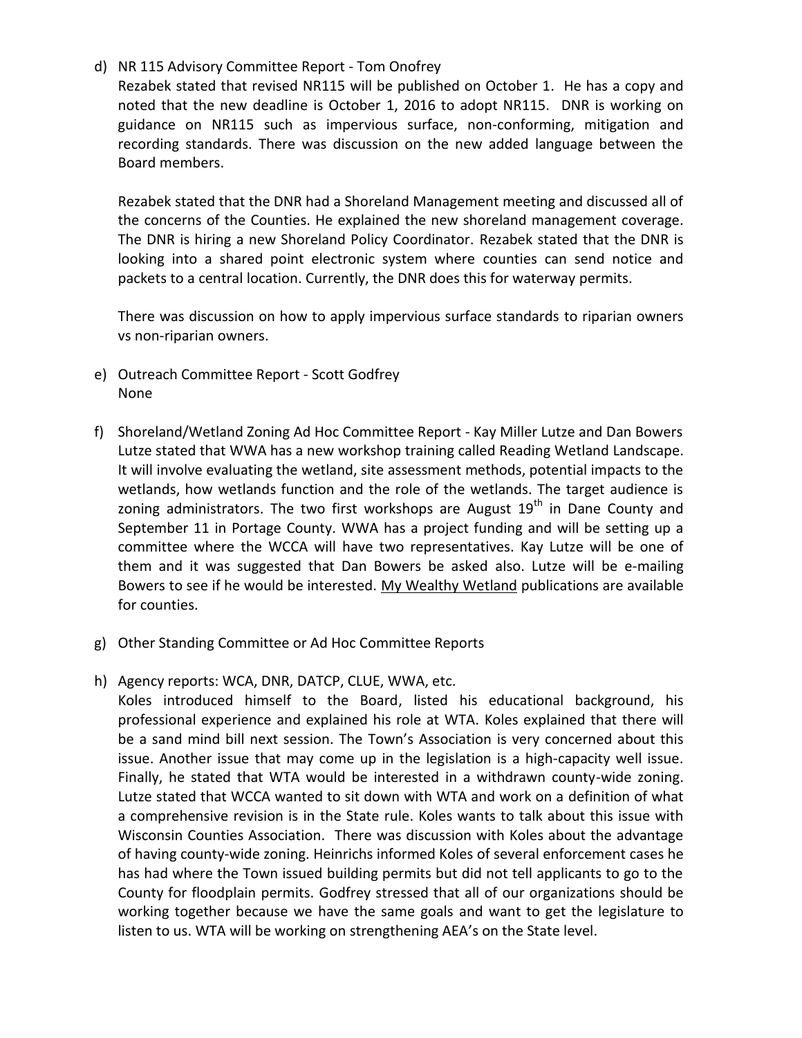d) NR 115 Advisory Committee Report - Tom Onofrey

   Rezabek stated that revised NR115 will be published on October 1. He has a copy and noted that the new deadline is October 1, 2016 to adopt NR115. DNR is working on guidance on NR115 such as impervious surface, non-conforming, mitigation and recording standards. There was discussion on the new added language between the Board members.

   Rezabek stated that the DNR had a Shoreland Management meeting and discussed all of the concerns of the Counties. He explained the new shoreland management coverage. The DNR is hiring a new Shoreland Policy Coordinator. Rezabek stated that the DNR is looking into a shared point electronic system where counties can send notice and packets to a central location. Currently, the DNR does this for waterway permits.

   There was discussion on how to apply impervious surface standards to riparian owners vs non-riparian owners.

e) Outreach Committee Report - Scott Godfrey

   None

f) Shoreland/Wetland Zoning Ad Hoc Committee Report - Kay Miller Lutze and Dan Bowers

   Lutze stated that WWA has a new workshop training called Reading Wetland Landscape. It will involve evaluating the wetland, site assessment methods, potential impacts to the wetlands, how wetlands function and the role of the wetlands. The target audience is zoning administrators. The two first workshops are August 19th in Dane County and September 11 in Portage County. WWA has a project funding and will be setting up a committee where the WCCA will have two representatives. Kay Lutze will be one of them and it was suggested that Dan Bowers be asked also. Lutze will be e-mailing Bowers to see if he would be interested. <u>My Wealthy Wetland</u> publications are available for counties.

g) Other Standing Committee or Ad Hoc Committee Reports

h) Agency reports: WCA, DNR, DATCP, CLUE, WWA, etc.

   Koles introduced himself to the Board, listed his educational background, his professional experience and explained his role at WTA. Koles explained that there will be a sand mind bill next session. The Town's Association is very concerned about this issue. Another issue that may come up in the legislation is a high-capacity well issue. Finally, he stated that WTA would be interested in a withdrawn county-wide zoning. Lutze stated that WCCA wanted to sit down with WTA and work on a definition of what a comprehensive revision is in the State rule. Koles wants to talk about this issue with Wisconsin Counties Association. There was discussion with Koles about the advantage of having county-wide zoning. Heinrichs informed Koles of several enforcement cases he has had where the Town issued building permits but did not tell applicants to go to the County for floodplain permits. Godfrey stressed that all of our organizations should be working together because we have the same goals and want to get the legislature to listen to us. WTA will be working on strengthening AEA's on the State level.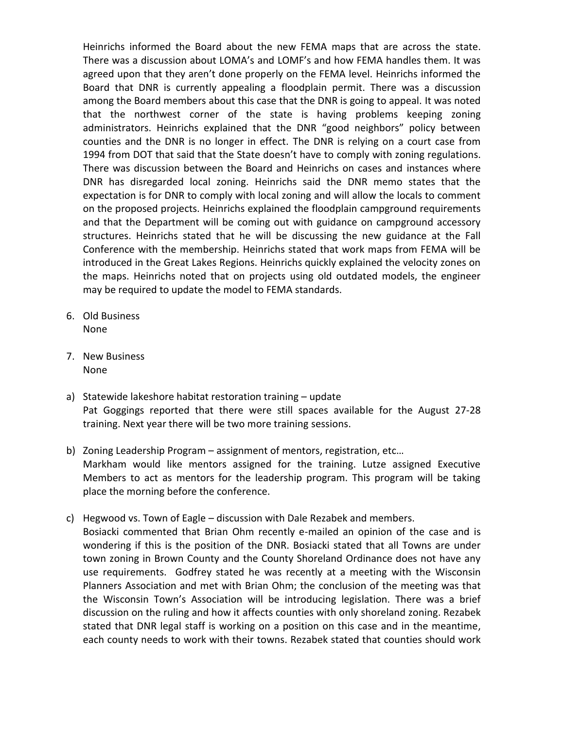Heinrichs informed the Board about the new FEMA maps that are across the state. There was a discussion about LOMA's and LOMF's and how FEMA handles them. It was agreed upon that they aren't done properly on the FEMA level. Heinrichs informed the Board that DNR is currently appealing a floodplain permit. There was a discussion among the Board members about this case that the DNR is going to appeal. It was noted that the northwest corner of the state is having problems keeping zoning administrators. Heinrichs explained that the DNR "good neighbors" policy between counties and the DNR is no longer in effect. The DNR is relying on a court case from 1994 from DOT that said that the State doesn't have to comply with zoning regulations. There was discussion between the Board and Heinrichs on cases and instances where DNR has disregarded local zoning. Heinrichs said the DNR memo states that the expectation is for DNR to comply with local zoning and will allow the locals to comment on the proposed projects. Heinrichs explained the floodplain campground requirements and that the Department will be coming out with guidance on campground accessory structures. Heinrichs stated that he will be discussing the new guidance at the Fall Conference with the membership. Heinrichs stated that work maps from FEMA will be introduced in the Great Lakes Regions. Heinrichs quickly explained the velocity zones on the maps. Heinrichs noted that on projects using old outdated models, the engineer may be required to update the model to FEMA standards.

6. Old Business
   None

7. New Business
   None

a) Statewide lakeshore habitat restoration training – update
   Pat Goggings reported that there were still spaces available for the August 27-28 training. Next year there will be two more training sessions.

b) Zoning Leadership Program – assignment of mentors, registration, etc…
   Markham would like mentors assigned for the training. Lutze assigned Executive Members to act as mentors for the leadership program. This program will be taking place the morning before the conference.

c) Hegwood vs. Town of Eagle – discussion with Dale Rezabek and members.
   Bosiacki commented that Brian Ohm recently e-mailed an opinion of the case and is wondering if this is the position of the DNR. Bosiacki stated that all Towns are under town zoning in Brown County and the County Shoreland Ordinance does not have any use requirements. Godfrey stated he was recently at a meeting with the Wisconsin Planners Association and met with Brian Ohm; the conclusion of the meeting was that the Wisconsin Town's Association will be introducing legislation. There was a brief discussion on the ruling and how it affects counties with only shoreland zoning. Rezabek stated that DNR legal staff is working on a position on this case and in the meantime, each county needs to work with their towns. Rezabek stated that counties should work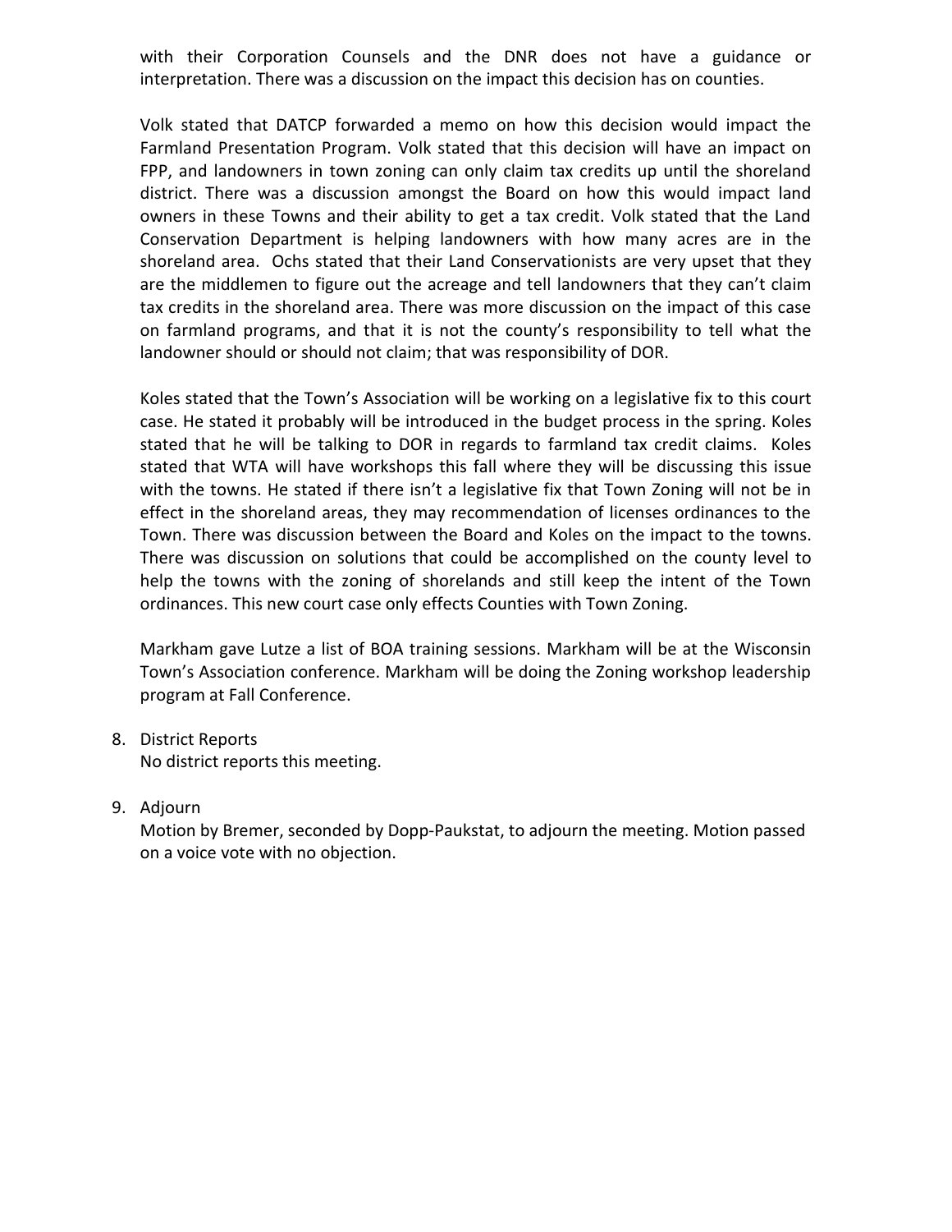with their Corporation Counsels and the DNR does not have a guidance or interpretation. There was a discussion on the impact this decision has on counties.

Volk stated that DATCP forwarded a memo on how this decision would impact the Farmland Presentation Program. Volk stated that this decision will have an impact on FPP, and landowners in town zoning can only claim tax credits up until the shoreland district. There was a discussion amongst the Board on how this would impact land owners in these Towns and their ability to get a tax credit. Volk stated that the Land Conservation Department is helping landowners with how many acres are in the shoreland area. Ochs stated that their Land Conservationists are very upset that they are the middlemen to figure out the acreage and tell landowners that they can't claim tax credits in the shoreland area. There was more discussion on the impact of this case on farmland programs, and that it is not the county's responsibility to tell what the landowner should or should not claim; that was responsibility of DOR.

Koles stated that the Town's Association will be working on a legislative fix to this court case. He stated it probably will be introduced in the budget process in the spring. Koles stated that he will be talking to DOR in regards to farmland tax credit claims. Koles stated that WTA will have workshops this fall where they will be discussing this issue with the towns. He stated if there isn't a legislative fix that Town Zoning will not be in effect in the shoreland areas, they may recommendation of licenses ordinances to the Town. There was discussion between the Board and Koles on the impact to the towns. There was discussion on solutions that could be accomplished on the county level to help the towns with the zoning of shorelands and still keep the intent of the Town ordinances. This new court case only effects Counties with Town Zoning.

Markham gave Lutze a list of BOA training sessions. Markham will be at the Wisconsin Town's Association conference. Markham will be doing the Zoning workshop leadership program at Fall Conference.

8. District Reports
   No district reports this meeting.

9. Adjourn
   Motion by Bremer, seconded by Dopp-Paukstat, to adjourn the meeting. Motion passed on a voice vote with no objection.